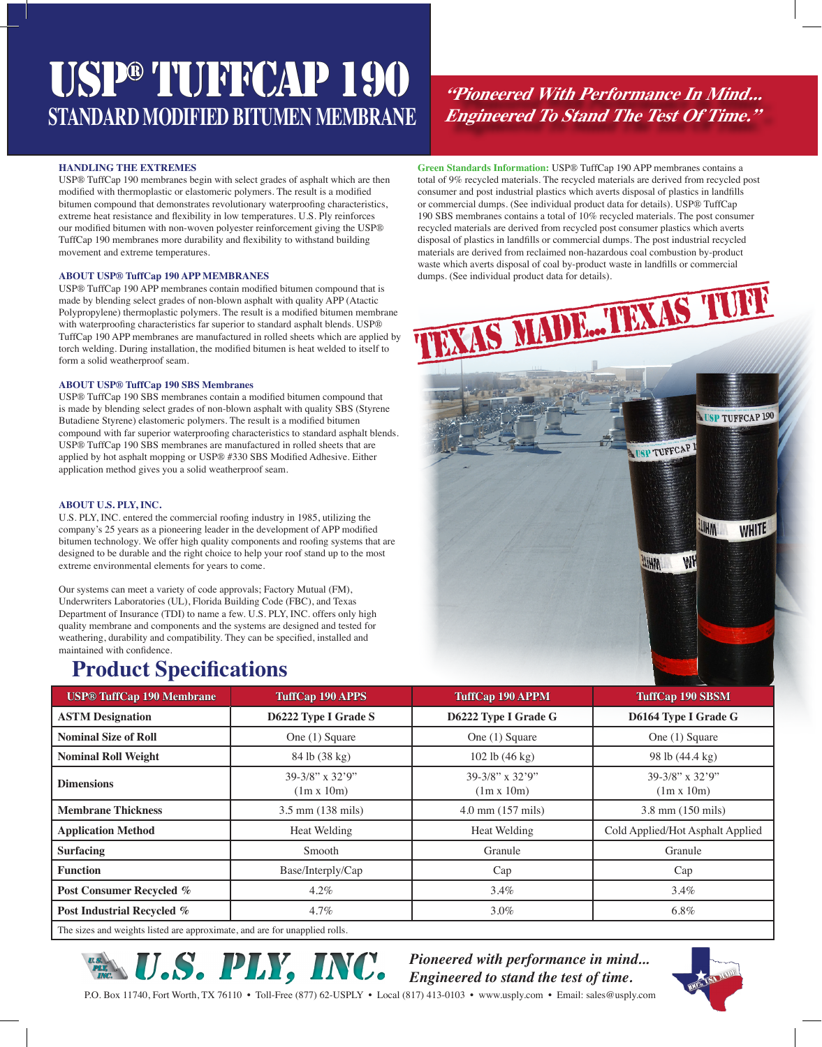# USP® TUFFCAP 190

## STANDARD MODIFIED BITUMEN MEMBRANE

*"Pioneered With Performance In Mind... Engineered To Stand The Test Of Time."*

### HANDLING THE EXTREMES

USP® TuffCap 190 membranes begin with select grades of asphalt which are then modified with thermoplastic or elastomeric polymers. The result is a modified bitumen compound that demonstrates revolutionary waterproofing characteristics, extreme heat resistance and flexibility in low temperatures. U.S. Ply reinforces our modified bitumen with non-woven polyester reinforcement giving the USP® TuffCap 190 membranes more durability and flexibility to withstand building movement and extreme temperatures.

### ABOUT USP® TuffCap 190 APP MEMBRANES

USP® TuffCap 190 APP membranes contain modified bitumen compound that is made by blending select grades of non-blown asphalt with quality APP (Atactic Polypropylene) thermoplastic polymers. The result is a modified bitumen membrane with waterproofing characteristics far superior to standard asphalt blends. USP® TuffCap 190 APP membranes are manufactured in rolled sheets which are applied by torch welding. During installation, the modified bitumen is heat welded to itself to form a solid weatherproof seam.

### ABOUT USP® TuffCap 190 SBS Membranes

USP® TuffCap 190 SBS membranes contain a modified bitumen compound that is made by blending select grades of non-blown asphalt with quality SBS (Styrene Butadiene Styrene) elastomeric polymers. The result is a modified bitumen compound with far superior waterproofing characteristics to standard asphalt blends. USP® TuffCap 190 SBS membranes are manufactured in rolled sheets that are applied by hot asphalt mopping or USP® #330 SBS Modified Adhesive. Either application method gives you a solid weatherproof seam.

### ABOUT U.S. PLY, INC.

U.S. PLY, INC. entered the commercial roofing industry in 1985, utilizing the company's 25 years as a pioneering leader in the development of APP modified bitumen technology. We offer high quality components and roofing systems that are designed to be durable and the right choice to help your roof stand up to the most extreme environmental elements for years to come.

Our systems can meet a variety of code approvals; Factory Mutual (FM), Underwriters Laboratories (UL), Florida Building Code (FBC), and Texas Department of Insurance (TDI) to name a few. U.S. PLY, INC. offers only high quality membrane and components and the systems are designed and tested for weathering, durability and compatibility. They can be specified, installed and maintained with confidence.

**Green Standards Information:** USP® TuffCap 190 APP membranes contains a total of 9% recycled materials. The recycled materials are derived from recycled post consumer and post industrial plastics which averts disposal of plastics in landfills or commercial dumps. (See individual product data for details). USP® TuffCap 190 SBS membranes contains a total of 10% recycled materials. The post consumer recycled materials are derived from recycled post consumer plastics which averts disposal of plastics in landfills or commercial dumps. The post industrial recycled materials are derived from reclaimed non-hazardous coal combustion by-product waste which averts disposal of coal by-product waste in landfills or commercial dumps. (See individual product data for details).

TEXAS MADE...TEXAS TUFF

## Product Specifications

| USP® TuffCap 190 Membrane | TuffCap 190 APPS | TuffCap 190 APPM | TuffCap 190 SBSM |
|---|---|---|---|
| **ASTM Designation** | **D6222 Type I Grade S** | **D6222 Type I Grade G** | **D6164 Type I Grade G** |
| **Nominal Size of Roll** | One (1) Square | One (1) Square | One (1) Square |
| **Nominal Roll Weight** | 84 lb (38 kg) | 102 lb (46 kg) | 98 lb (44.4 kg) |
| **Dimensions** | 39-3/8" x 32'9" (1m x 10m) | 39-3/8" x 32'9" (1m x 10m) | 39-3/8" x 32'9" (1m x 10m) |
| **Membrane Thickness** | 3.5 mm (138 mils) | 4.0 mm (157 mils) | 3.8 mm (150 mils) |
| **Application Method** | Heat Welding | Heat Welding | Cold Applied/Hot Asphalt Applied |
| **Surfacing** | Smooth | Granule | Granule |
| **Function** | Base/Interply/Cap | Cap | Cap |
| **Post Consumer Recycled %** | 4.2% | 3.4% | 3.4% |
| **Post Industrial Recycled %** | 4.7% | 3.0% | 6.8% |

The sizes and weights listed are approximate, and are for unapplied rolls.

**U.S. PLY, INC.** *Pioneered with performance in mind... Engineered to stand the test of time.*

P.O. Box 11740, Fort Worth, TX 76110 • Toll-Free (877) 62-USPLY • Local (817) 413-0103 • www.usply.com • Email: sales@usply.com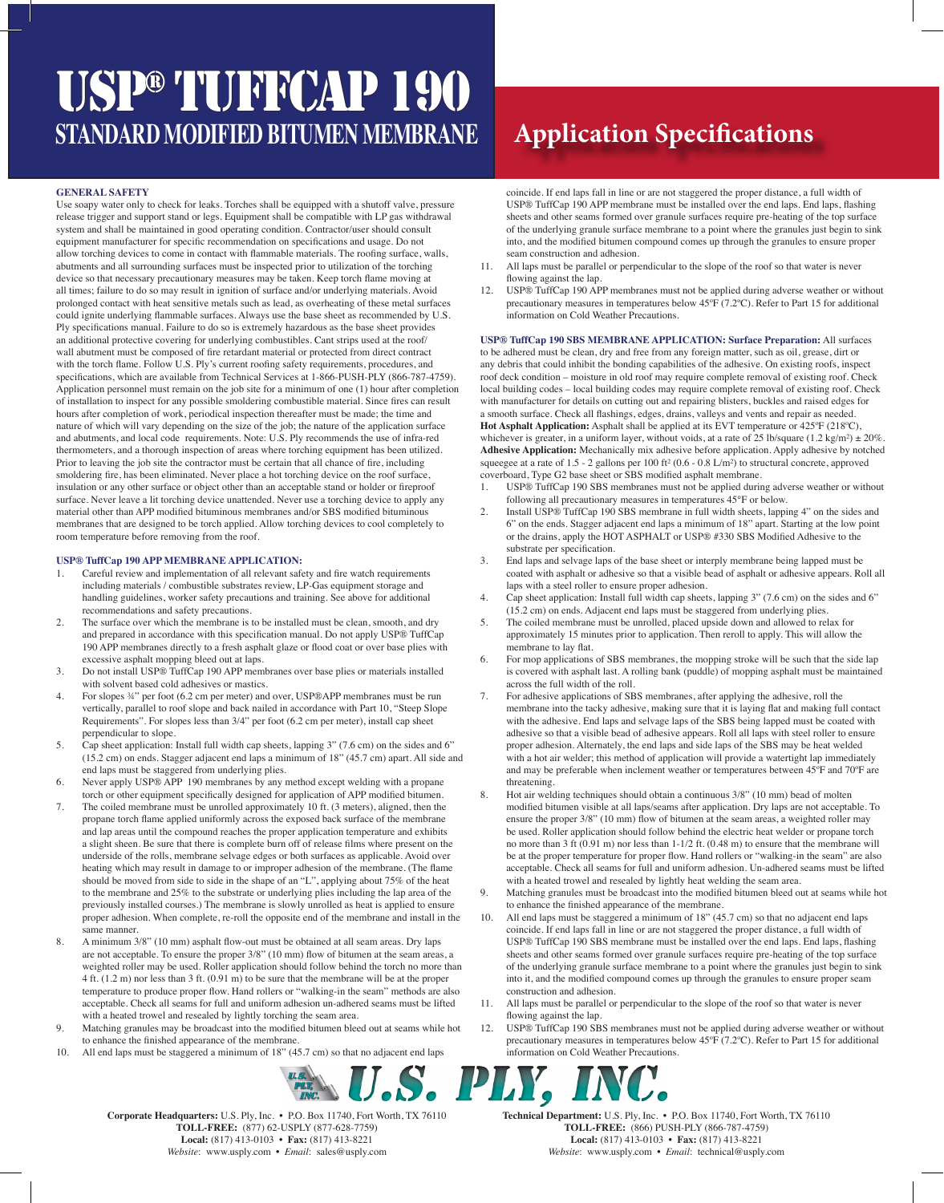# USP® TUFFCAP 190

## STANDARD MODIFIED BITUMEN MEMBRANE

## Application Specifications

### GENERAL SAFETY

Use soapy water only to check for leaks. Torches shall be equipped with a shutoff valve, pressure release trigger and support stand or legs. Equipment shall be compatible with LP gas withdrawal system and shall be maintained in good operating condition. Contractor/user should consult equipment manufacturer for specific recommendation on specifications and usage. Do not allow torching devices to come in contact with flammable materials. The roofing surface, walls, abutments and all surrounding surfaces must be inspected prior to utilization of the torching device so that necessary precautionary measures may be taken. Keep torch flame moving at all times; failure to do so may result in ignition of surface and/or underlying materials. Avoid prolonged contact with heat sensitive metals such as lead, as overheating of these metal surfaces could ignite underlying flammable surfaces. Always use the base sheet as recommended by U.S. Ply specifications manual. Failure to do so is extremely hazardous as the base sheet provides an additional protective covering for underlying combustibles. Cant strips used at the roof/wall abutment must be composed of fire retardant material or protected from direct contract with the torch flame. Follow U.S. Ply's current roofing safety requirements, procedures, and specifications, which are available from Technical Services at 1-866-PUSH-PLY (866-787-4759). Application personnel must remain on the job site for a minimum of one (1) hour after completion of installation to inspect for any possible smoldering combustible material. Since fires can result hours after completion of work, periodical inspection thereafter must be made; the time and nature of which will vary depending on the size of the job; the nature of the application surface and abutments, and local code requirements. Note: U.S. Ply recommends the use of infra-red thermometers, and a thorough inspection of areas where torching equipment has been utilized. Prior to leaving the job site the contractor must be certain that all chance of fire, including smoldering fire, has been eliminated. Never place a hot torching device on the roof surface, insulation or any other surface or object other than an acceptable stand or holder or fireproof surface. Never leave a lit torching device unattended. Never use a torching device to apply any material other than APP modified bituminous membranes and/or SBS modified bituminous membranes that are designed to be torch applied. Allow torching devices to cool completely to room temperature before removing from the roof.

### USP® TuffCap 190 APP MEMBRANE APPLICATION:

1. Careful review and implementation of all relevant safety and fire watch requirements including materials / combustible substrates review, LP-Gas equipment storage and handling guidelines, worker safety precautions and training. See above for additional recommendations and safety precautions.
2. The surface over which the membrane is to be installed must be clean, smooth, and dry and prepared in accordance with this specification manual. Do not apply USP® TuffCap 190 APP membranes directly to a fresh asphalt glaze or flood coat or over base plies with excessive asphalt mopping bleed out at laps.
3. Do not install USP® TuffCap 190 APP membranes over base plies or materials installed with solvent based cold adhesives or mastics.
4. For slopes ¾" per foot (6.2 cm per meter) and over, USP®APP membranes must be run vertically, parallel to roof slope and back nailed in accordance with Part 10, "Steep Slope Requirements". For slopes less than 3/4" per foot (6.2 cm per meter), install cap sheet perpendicular to slope.
5. Cap sheet application: Install full width cap sheets, lapping 3" (7.6 cm) on the sides and 6" (15.2 cm) on ends. Stagger adjacent end laps a minimum of 18" (45.7 cm) apart. All side and end laps must be staggered from underlying plies.
6. Never apply USP® APP 190 membranes by any method except welding with a propane torch or other equipment specifically designed for application of APP modified bitumen.
7. The coiled membrane must be unrolled approximately 10 ft. (3 meters), aligned, then the propane torch flame applied uniformly across the exposed back surface of the membrane and lap areas until the compound reaches the proper application temperature and exhibits a slight sheen. Be sure that there is complete burn off of release films where present on the underside of the rolls, membrane selvage edges or both surfaces as applicable. Avoid over heating which may result in damage to or improper adhesion of the membrane. (The flame should be moved from side to side in the shape of an "L", applying about 75% of the heat to the membrane and 25% to the substrate or underlying plies including the lap area of the previously installed courses.) The membrane is slowly unrolled as heat is applied to ensure proper adhesion. When complete, re-roll the opposite end of the membrane and install in the same manner.
8. A minimum 3/8" (10 mm) asphalt flow-out must be obtained at all seam areas. Dry laps are not acceptable. To ensure the proper 3/8" (10 mm) flow of bitumen at the seam areas, a weighted roller may be used. Roller application should follow behind the torch no more than 4 ft. (1.2 m) nor less than 3 ft. (0.91 m) to be sure that the membrane will be at the proper temperature to produce proper flow. Hand rollers or "walking-in the seam" methods are also acceptable. Check all seams for full and uniform adhesion un-adhered seams must be lifted with a heated trowel and resealed by lightly torching the seam area.
9. Matching granules may be broadcast into the modified bitumen bleed out at seams while hot to enhance the finished appearance of the membrane.
10. All end laps must be staggered a minimum of 18" (45.7 cm) so that no adjacent end laps coincide. If end laps fall in line or are not staggered the proper distance, a full width of USP® TuffCap 190 APP membrane must be installed over the end laps. End laps, flashing sheets and other seams formed over granule surfaces require pre-heating of the top surface of the underlying granule surface membrane to a point where the granules just begin to sink into, and the modified bitumen compound comes up through the granules to ensure proper seam construction and adhesion.
11. All laps must be parallel or perpendicular to the slope of the roof so that water is never flowing against the lap.
12. USP® TuffCap 190 APP membranes must not be applied during adverse weather or without precautionary measures in temperatures below 45ºF (7.2ºC). Refer to Part 15 for additional information on Cold Weather Precautions.

**USP® TuffCap 190 SBS MEMBRANE APPLICATION: Surface Preparation:** All surfaces to be adhered must be clean, dry and free from any foreign matter, such as oil, grease, dirt or any debris that could inhibit the bonding capabilities of the adhesive. On existing roofs, inspect roof deck condition – moisture in old roof may require complete removal of existing roof. Check local building codes – local building codes may require complete removal of existing roof. Check with manufacturer for details on cutting out and repairing blisters, buckles and raised edges for a smooth surface. Check all flashings, edges, drains, valleys and vents and repair as needed.
**Hot Asphalt Application:** Asphalt shall be applied at its EVT temperature or 425ºF (218ºC), whichever is greater, in a uniform layer, without voids, at a rate of 25 lb/square (1.2 kg/m²) ± 20%.
**Adhesive Application:** Mechanically mix adhesive before application. Apply adhesive by notched squeegee at a rate of 1.5 - 2 gallons per 100 ft² (0.6 - 0.8 L/m²) to structural concrete, approved coverboard, Type G2 base sheet or SBS modified asphalt membrane.

1. USP® TuffCap 190 SBS membranes must not be applied during adverse weather or without following all precautionary measures in temperatures 45°F or below.
2. Install USP® TuffCap 190 SBS membrane in full width sheets, lapping 4" on the sides and 6" on the ends. Stagger adjacent end laps a minimum of 18" apart. Starting at the low point or the drains, apply the HOT ASPHALT or USP® #330 SBS Modified Adhesive to the substrate per specification.
3. End laps and selvage laps of the base sheet or interply membrane being lapped must be coated with asphalt or adhesive so that a visible bead of asphalt or adhesive appears. Roll all laps with a steel roller to ensure proper adhesion.
4. Cap sheet application: Install full width cap sheets, lapping 3" (7.6 cm) on the sides and 6" (15.2 cm) on ends. Adjacent end laps must be staggered from underlying plies.
5. The coiled membrane must be unrolled, placed upside down and allowed to relax for approximately 15 minutes prior to application. Then reroll to apply. This will allow the membrane to lay flat.
6. For mop applications of SBS membranes, the mopping stroke will be such that the side lap is covered with asphalt last. A rolling bank (puddle) of mopping asphalt must be maintained across the full width of the roll.
7. For adhesive applications of SBS membranes, after applying the adhesive, roll the membrane into the tacky adhesive, making sure that it is laying flat and making full contact with the adhesive. End laps and selvage laps of the SBS being lapped must be coated with adhesive so that a visible bead of adhesive appears. Roll all laps with steel roller to ensure proper adhesion. Alternately, the end laps and side laps of the SBS may be heat welded with a hot air welder; this method of application will provide a watertight lap immediately and may be preferable when inclement weather or temperatures between 45ºF and 70ºF are threatening.
8. Hot air welding techniques should obtain a continuous 3/8" (10 mm) bead of molten modified bitumen visible at all laps/seams after application. Dry laps are not acceptable. To ensure the proper 3/8" (10 mm) flow of bitumen at the seam areas, a weighted roller may be used. Roller application should follow behind the electric heat welder or propane torch no more than 3 ft (0.91 m) nor less than 1-1/2 ft. (0.48 m) to ensure that the membrane will be at the proper temperature for proper flow. Hand rollers or "walking-in the seam" are also acceptable. Check all seams for full and uniform adhesion. Un-adhered seams must be lifted with a heated trowel and resealed by lightly heat welding the seam area.
9. Matching granules must be broadcast into the modified bitumen bleed out at seams while hot to enhance the finished appearance of the membrane.
10. All end laps must be staggered a minimum of 18" (45.7 cm) so that no adjacent end laps coincide. If end laps fall in line or are not staggered the proper distance, a full width of USP® TuffCap 190 SBS membrane must be installed over the end laps. End laps, flashing sheets and other seams formed over granule surfaces require pre-heating of the top surface of the underlying granule surface membrane to a point where the granules just begin to sink into it, and the modified compound comes up through the granules to ensure proper seam construction and adhesion.
11. All laps must be parallel or perpendicular to the slope of the roof so that water is never flowing against the lap.
12. USP® TuffCap 190 SBS membranes must not be applied during adverse weather or without precautionary measures in temperatures below 45ºF (7.2ºC). Refer to Part 15 for additional information on Cold Weather Precautions.

**U.S. PLY, INC.**

**Corporate Headquarters:** U.S. Ply, Inc. • P.O. Box 11740, Fort Worth, TX 76110
**TOLL-FREE:** (877) 62-USPLY (877-628-7759)
**Local:** (817) 413-0103 • **Fax:** (817) 413-8221
*Website*: www.usply.com • *Email*: sales@usply.com

**Technical Department:** U.S. Ply, Inc. • P.O. Box 11740, Fort Worth, TX 76110
**TOLL-FREE:** (866) PUSH-PLY (866-787-4759)
**Local:** (817) 413-0103 • **Fax:** (817) 413-8221
*Website*: www.usply.com • *Email*: technical@usply.com